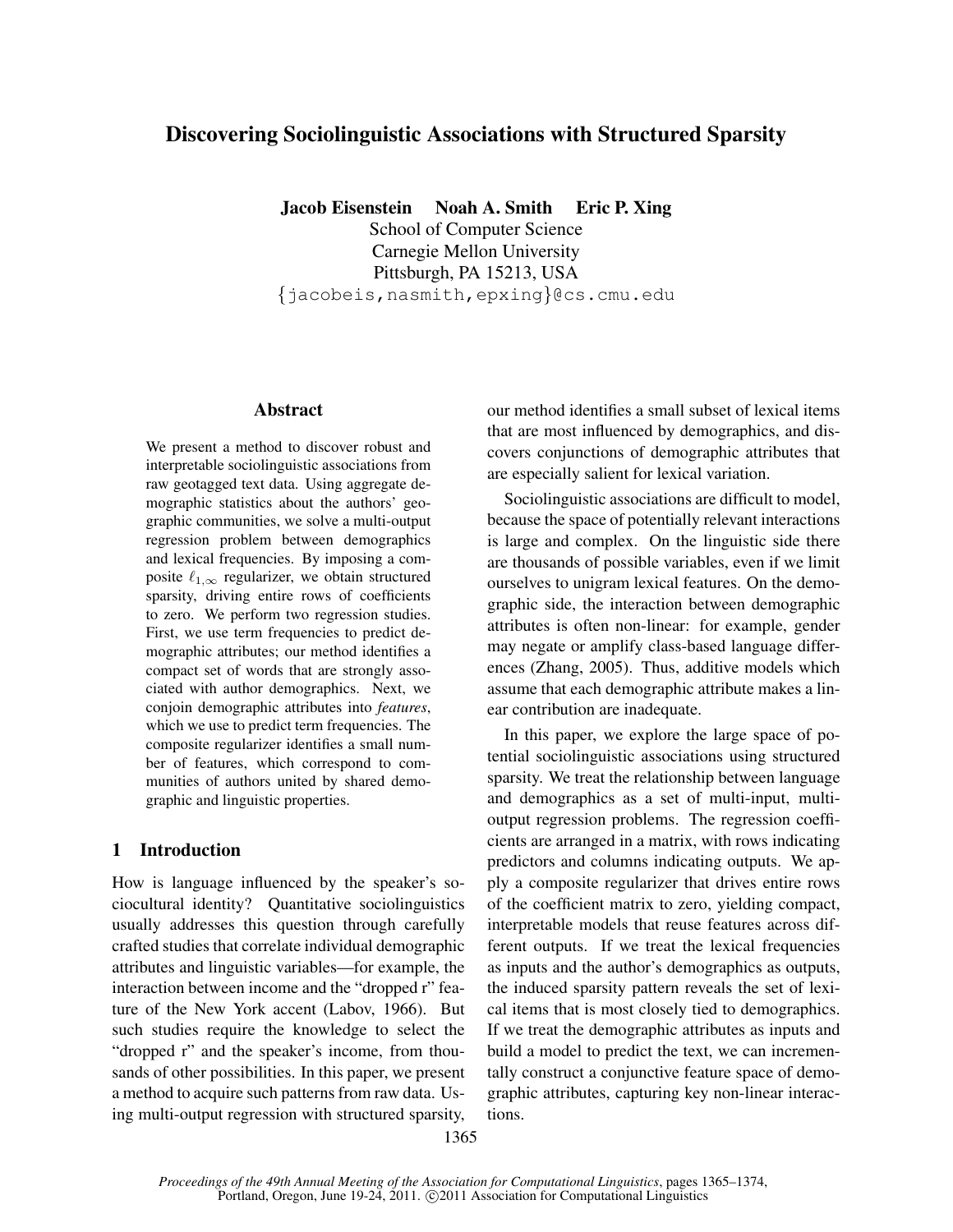# Discovering Sociolinguistic Associations with Structured Sparsity

**Jacob Eisenstein Noah A. Smith Eric P. Xing**
School of Computer Science
Carnegie Mellon University
Pittsburgh, PA 15213, USA
{jacobeis,nasmith,epxing}@cs.cmu.edu

## Abstract

We present a method to discover robust and interpretable sociolinguistic associations from raw geotagged text data. Using aggregate demographic statistics about the authors' geographic communities, we solve a multi-output regression problem between demographics and lexical frequencies. By imposing a composite $\ell_{1,\infty}$ regularizer, we obtain structured sparsity, driving entire rows of coefficients to zero. We perform two regression studies. First, we use term frequencies to predict demographic attributes; our method identifies a compact set of words that are strongly associated with author demographics. Next, we conjoin demographic attributes into *features*, which we use to predict term frequencies. The composite regularizer identifies a small number of features, which correspond to communities of authors united by shared demographic and linguistic properties.

## 1 Introduction

How is language influenced by the speaker's sociocultural identity? Quantitative sociolinguistics usually addresses this question through carefully crafted studies that correlate individual demographic attributes and linguistic variables—for example, the interaction between income and the "dropped r" feature of the New York accent (Labov, 1966). But such studies require the knowledge to select the "dropped r" and the speaker's income, from thousands of other possibilities. In this paper, we present a method to acquire such patterns from raw data. Using multi-output regression with structured sparsity, our method identifies a small subset of lexical items that are most influenced by demographics, and discovers conjunctions of demographic attributes that are especially salient for lexical variation.

Sociolinguistic associations are difficult to model, because the space of potentially relevant interactions is large and complex. On the linguistic side there are thousands of possible variables, even if we limit ourselves to unigram lexical features. On the demographic side, the interaction between demographic attributes is often non-linear: for example, gender may negate or amplify class-based language differences (Zhang, 2005). Thus, additive models which assume that each demographic attribute makes a linear contribution are inadequate.

In this paper, we explore the large space of potential sociolinguistic associations using structured sparsity. We treat the relationship between language and demographics as a set of multi-input, multi-output regression problems. The regression coefficients are arranged in a matrix, with rows indicating predictors and columns indicating outputs. We apply a composite regularizer that drives entire rows of the coefficient matrix to zero, yielding compact, interpretable models that reuse features across different outputs. If we treat the lexical frequencies as inputs and the author's demographics as outputs, the induced sparsity pattern reveals the set of lexical items that is most closely tied to demographics. If we treat the demographic attributes as inputs and build a model to predict the text, we can incrementally construct a conjunctive feature space of demographic attributes, capturing key non-linear interactions.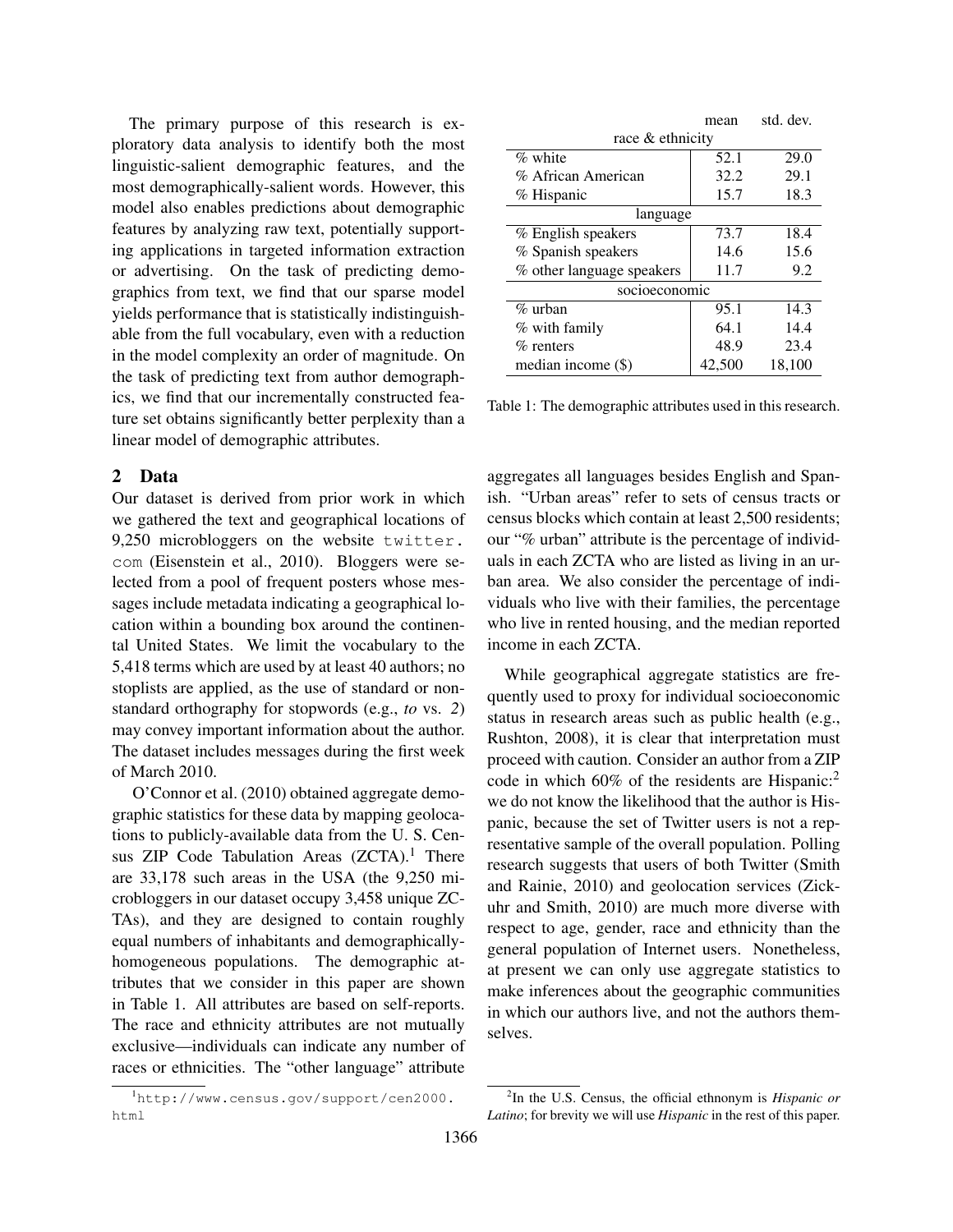The primary purpose of this research is exploratory data analysis to identify both the most linguistic-salient demographic features, and the most demographically-salient words. However, this model also enables predictions about demographic features by analyzing raw text, potentially supporting applications in targeted information extraction or advertising. On the task of predicting demographics from text, we find that our sparse model yields performance that is statistically indistinguishable from the full vocabulary, even with a reduction in the model complexity an order of magnitude. On the task of predicting text from author demographics, we find that our incrementally constructed feature set obtains significantly better perplexity than a linear model of demographic attributes.

## 2 Data

Our dataset is derived from prior work in which we gathered the text and geographical locations of 9,250 microbloggers on the website `twitter.com` (Eisenstein et al., 2010). Bloggers were selected from a pool of frequent posters whose messages include metadata indicating a geographical location within a bounding box around the continental United States. We limit the vocabulary to the 5,418 terms which are used by at least 40 authors; no stoplists are applied, as the use of standard or nonstandard orthography for stopwords (e.g., *to* vs. *2*) may convey important information about the author. The dataset includes messages during the first week of March 2010.

O'Connor et al. (2010) obtained aggregate demographic statistics for these data by mapping geolocations to publicly-available data from the U. S. Census ZIP Code Tabulation Areas (ZCTA).[1] There are 33,178 such areas in the USA (the 9,250 microbloggers in our dataset occupy 3,458 unique ZCTAs), and they are designed to contain roughly equal numbers of inhabitants and demographically-homogeneous populations. The demographic attributes that we consider in this paper are shown in Table 1. All attributes are based on self-reports. The race and ethnicity attributes are not mutually exclusive—individuals can indicate any number of races or ethnicities. The "other language" attribute aggregates all languages besides English and Spanish. "Urban areas" refer to sets of census tracts or census blocks which contain at least 2,500 residents; our "% urban" attribute is the percentage of individuals in each ZCTA who are listed as living in an urban area. We also consider the percentage of individuals who live with their families, the percentage who live in rented housing, and the median reported income in each ZCTA.

| | mean | std. dev. |
|---|---|---|
| **race & ethnicity** | | |
| % white | 52.1 | 29.0 |
| % African American | 32.2 | 29.1 |
| % Hispanic | 15.7 | 18.3 |
| **language** | | |
| % English speakers | 73.7 | 18.4 |
| % Spanish speakers | 14.6 | 15.6 |
| % other language speakers | 11.7 | 9.2 |
| **socioeconomic** | | |
| % urban | 95.1 | 14.3 |
| % with family | 64.1 | 14.4 |
| % renters | 48.9 | 23.4 |
| median income ($) | 42,500 | 18,100 |

Table 1: The demographic attributes used in this research.

While geographical aggregate statistics are frequently used to proxy for individual socioeconomic status in research areas such as public health (e.g., Rushton, 2008), it is clear that interpretation must proceed with caution. Consider an author from a ZIP code in which 60% of the residents are Hispanic:[2] we do not know the likelihood that the author is Hispanic, because the set of Twitter users is not a representative sample of the overall population. Polling research suggests that users of both Twitter (Smith and Rainie, 2010) and geolocation services (Zickuhr and Smith, 2010) are much more diverse with respect to age, gender, race and ethnicity than the general population of Internet users. Nonetheless, at present we can only use aggregate statistics to make inferences about the geographic communities in which our authors live, and not the authors themselves.

[1] `http://www.census.gov/support/cen2000.html`

[2] In the U.S. Census, the official ethnonym is *Hispanic or Latino*; for brevity we will use *Hispanic* in the rest of this paper.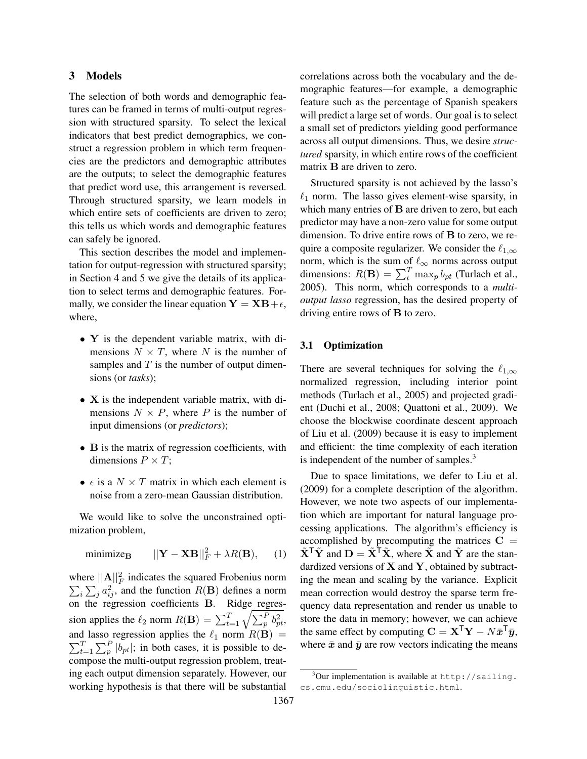## 3 Models

The selection of both words and demographic features can be framed in terms of multi-output regression with structured sparsity. To select the lexical indicators that best predict demographics, we construct a regression problem in which term frequencies are the predictors and demographic attributes are the outputs; to select the demographic features that predict word use, this arrangement is reversed. Through structured sparsity, we learn models in which entire sets of coefficients are driven to zero; this tells us which words and demographic features can safely be ignored.

This section describes the model and implementation for output-regression with structured sparsity; in Section 4 and 5 we give the details of its application to select terms and demographic features. Formally, we consider the linear equation $\mathbf{Y} = \mathbf{XB} + \epsilon$, where,

- $\mathbf{Y}$ is the dependent variable matrix, with dimensions $N \times T$, where $N$ is the number of samples and $T$ is the number of output dimensions (or *tasks*);
- $\mathbf{X}$ is the independent variable matrix, with dimensions $N \times P$, where $P$ is the number of input dimensions (or *predictors*);
- $\mathbf{B}$ is the matrix of regression coefficients, with dimensions $P \times T$;
- $\epsilon$ is a $N \times T$ matrix in which each element is noise from a zero-mean Gaussian distribution.

We would like to solve the unconstrained optimization problem,

$$\text{minimize}_{\mathbf{B}} \qquad ||\mathbf{Y} - \mathbf{XB}||_F^2 + \lambda R(\mathbf{B}), \qquad (1)$$

where $||\mathbf{A}||_F^2$ indicates the squared Frobenius norm $\sum_i \sum_j a_{ij}^2$, and the function $R(\mathbf{B})$ defines a norm on the regression coefficients $\mathbf{B}$. Ridge regression applies the $\ell_2$ norm $R(\mathbf{B}) = \sum_{t=1}^{T} \sqrt{\sum_p^P b_{pt}^2}$, and lasso regression applies the $\ell_1$ norm $R(\mathbf{B}) = \sum_{t=1}^{T} \sum_p^P |b_{pt}|$; in both cases, it is possible to decompose the multi-output regression problem, treating each output dimension separately. However, our working hypothesis is that there will be substantial correlations across both the vocabulary and the demographic features—for example, a demographic feature such as the percentage of Spanish speakers will predict a large set of words. Our goal is to select a small set of predictors yielding good performance across all output dimensions. Thus, we desire *structured* sparsity, in which entire rows of the coefficient matrix $\mathbf{B}$ are driven to zero.

Structured sparsity is not achieved by the lasso's $\ell_1$ norm. The lasso gives element-wise sparsity, in which many entries of $\mathbf{B}$ are driven to zero, but each predictor may have a non-zero value for some output dimension. To drive entire rows of $\mathbf{B}$ to zero, we require a composite regularizer. We consider the $\ell_{1,\infty}$ norm, which is the sum of $\ell_\infty$ norms across output dimensions: $R(\mathbf{B}) = \sum_t^T \max_p b_{pt}$ (Turlach et al., 2005). This norm, which corresponds to a *multi-output lasso* regression, has the desired property of driving entire rows of $\mathbf{B}$ to zero.

### 3.1 Optimization

There are several techniques for solving the $\ell_{1,\infty}$ normalized regression, including interior point methods (Turlach et al., 2005) and projected gradient (Duchi et al., 2008; Quattoni et al., 2009). We choose the blockwise coordinate descent approach of Liu et al. (2009) because it is easy to implement and efficient: the time complexity of each iteration is independent of the number of samples.[3]

Due to space limitations, we defer to Liu et al. (2009) for a complete description of the algorithm. However, we note two aspects of our implementation which are important for natural language processing applications. The algorithm's efficiency is accomplished by precomputing the matrices $\mathbf{C} = \tilde{\mathbf{X}}^\mathsf{T}\tilde{\mathbf{Y}}$ and $\mathbf{D} = \tilde{\mathbf{X}}^\mathsf{T}\tilde{\mathbf{X}}$, where $\tilde{\mathbf{X}}$ and $\tilde{\mathbf{Y}}$ are the standardized versions of $\mathbf{X}$ and $\mathbf{Y}$, obtained by subtracting the mean and scaling by the variance. Explicit mean correction would destroy the sparse term frequency data representation and render us unable to store the data in memory; however, we can achieve the same effect by computing $\mathbf{C} = \mathbf{X}^\mathsf{T}\mathbf{Y} - N\bar{\boldsymbol{x}}^\mathsf{T}\bar{\boldsymbol{y}}$, where $\bar{\boldsymbol{x}}$ and $\bar{\boldsymbol{y}}$ are row vectors indicating the means

[3] Our implementation is available at `http://sailing.cs.cmu.edu/sociolinguistic.html`.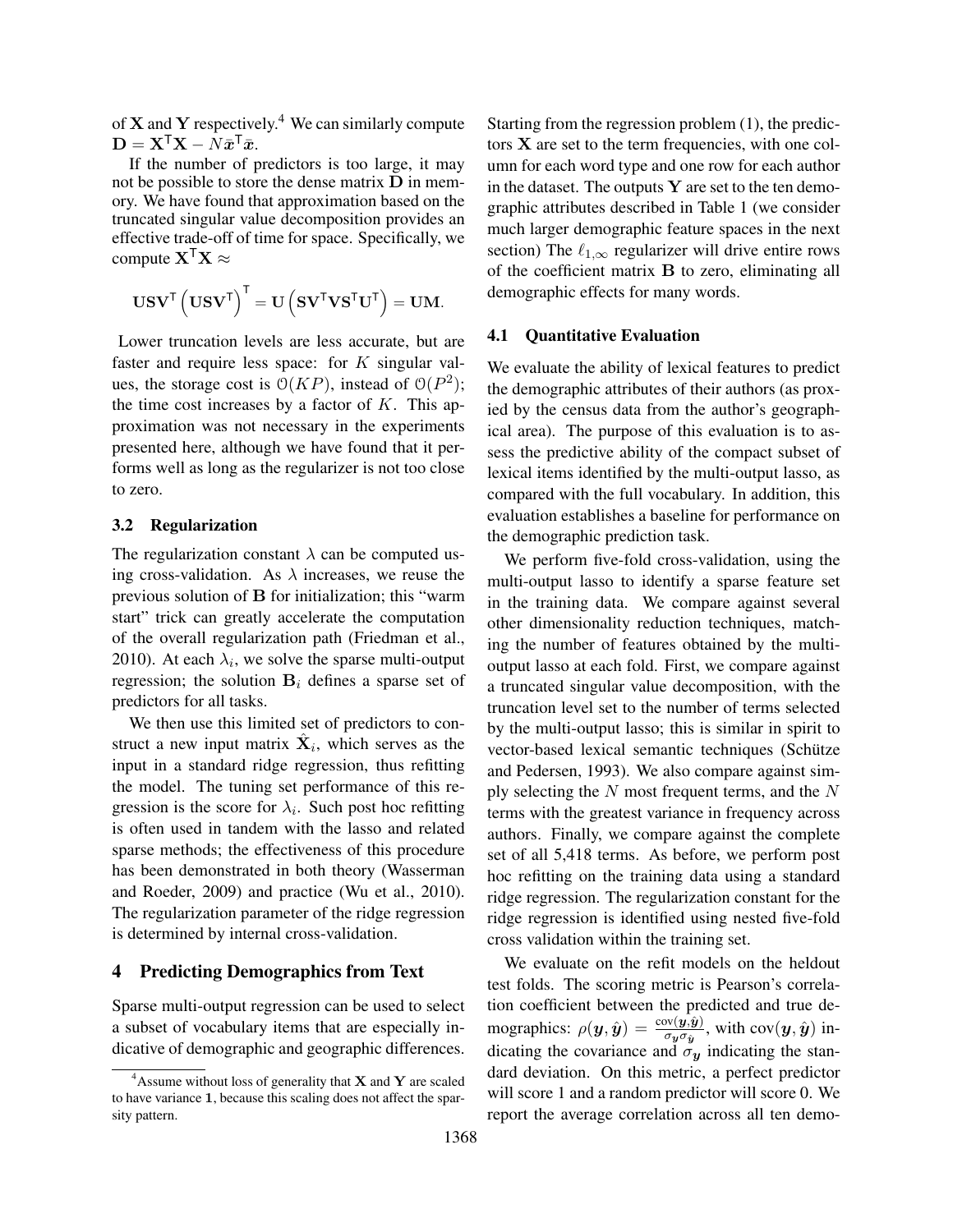of $\mathbf{X}$ and $\mathbf{Y}$ respectively.[4] We can similarly compute $\mathbf{D} = \mathbf{X}^\mathsf{T}\mathbf{X} - N\bar{\boldsymbol{x}}^\mathsf{T}\bar{\boldsymbol{x}}$.

If the number of predictors is too large, it may not be possible to store the dense matrix $\mathbf{D}$ in memory. We have found that approximation based on the truncated singular value decomposition provides an effective trade-off of time for space. Specifically, we compute $\mathbf{X}^\mathsf{T}\mathbf{X} \approx$

$$\mathbf{USV}^\mathsf{T}\left(\mathbf{USV}^\mathsf{T}\right)^\mathsf{T} = \mathbf{U}\left(\mathbf{SV}^\mathsf{T}\mathbf{VS}^\mathsf{T}\mathbf{U}^\mathsf{T}\right) = \mathbf{UM}.$$

Lower truncation levels are less accurate, but are faster and require less space: for $K$ singular values, the storage cost is $\mathcal{O}(KP)$, instead of $\mathcal{O}(P^2)$; the time cost increases by a factor of $K$. This approximation was not necessary in the experiments presented here, although we have found that it performs well as long as the regularizer is not too close to zero.

### 3.2 Regularization

The regularization constant $\lambda$ can be computed using cross-validation. As $\lambda$ increases, we reuse the previous solution of $\mathbf{B}$ for initialization; this "warm start" trick can greatly accelerate the computation of the overall regularization path (Friedman et al., 2010). At each $\lambda_i$, we solve the sparse multi-output regression; the solution $\mathbf{B}_i$ defines a sparse set of predictors for all tasks.

We then use this limited set of predictors to construct a new input matrix $\hat{\mathbf{X}}_i$, which serves as the input in a standard ridge regression, thus refitting the model. The tuning set performance of this regression is the score for $\lambda_i$. Such post hoc refitting is often used in tandem with the lasso and related sparse methods; the effectiveness of this procedure has been demonstrated in both theory (Wasserman and Roeder, 2009) and practice (Wu et al., 2010). The regularization parameter of the ridge regression is determined by internal cross-validation.

## 4 Predicting Demographics from Text

Sparse multi-output regression can be used to select a subset of vocabulary items that are especially indicative of demographic and geographic differences. Starting from the regression problem (1), the predictors $\mathbf{X}$ are set to the term frequencies, with one column for each word type and one row for each author in the dataset. The outputs $\mathbf{Y}$ are set to the ten demographic attributes described in Table 1 (we consider much larger demographic feature spaces in the next section) The $\ell_{1,\infty}$ regularizer will drive entire rows of the coefficient matrix $\mathbf{B}$ to zero, eliminating all demographic effects for many words.

### 4.1 Quantitative Evaluation

We evaluate the ability of lexical features to predict the demographic attributes of their authors (as proxied by the census data from the author's geographical area). The purpose of this evaluation is to assess the predictive ability of the compact subset of lexical items identified by the multi-output lasso, as compared with the full vocabulary. In addition, this evaluation establishes a baseline for performance on the demographic prediction task.

We perform five-fold cross-validation, using the multi-output lasso to identify a sparse feature set in the training data. We compare against several other dimensionality reduction techniques, matching the number of features obtained by the multi-output lasso at each fold. First, we compare against a truncated singular value decomposition, with the truncation level set to the number of terms selected by the multi-output lasso; this is similar in spirit to vector-based lexical semantic techniques (Schütze and Pedersen, 1993). We also compare against simply selecting the $N$ most frequent terms, and the $N$ terms with the greatest variance in frequency across authors. Finally, we compare against the complete set of all 5,418 terms. As before, we perform post hoc refitting on the training data using a standard ridge regression. The regularization constant for the ridge regression is identified using nested five-fold cross validation within the training set.

We evaluate on the refit models on the heldout test folds. The scoring metric is Pearson's correlation coefficient between the predicted and true demographics: $\rho(\boldsymbol{y}, \hat{\boldsymbol{y}}) = \frac{\text{cov}(\boldsymbol{y}, \hat{\boldsymbol{y}})}{\sigma_{\boldsymbol{y}}\sigma_{\hat{\boldsymbol{y}}}}$, with $\text{cov}(\boldsymbol{y}, \hat{\boldsymbol{y}})$ indicating the covariance and $\sigma_{\boldsymbol{y}}$ indicating the standard deviation. On this metric, a perfect predictor will score 1 and a random predictor will score 0. We report the average correlation across all ten demo-

[4] Assume without loss of generality that $\mathbf{X}$ and $\mathbf{Y}$ are scaled to have variance $\mathbf{1}$, because this scaling does not affect the sparsity pattern.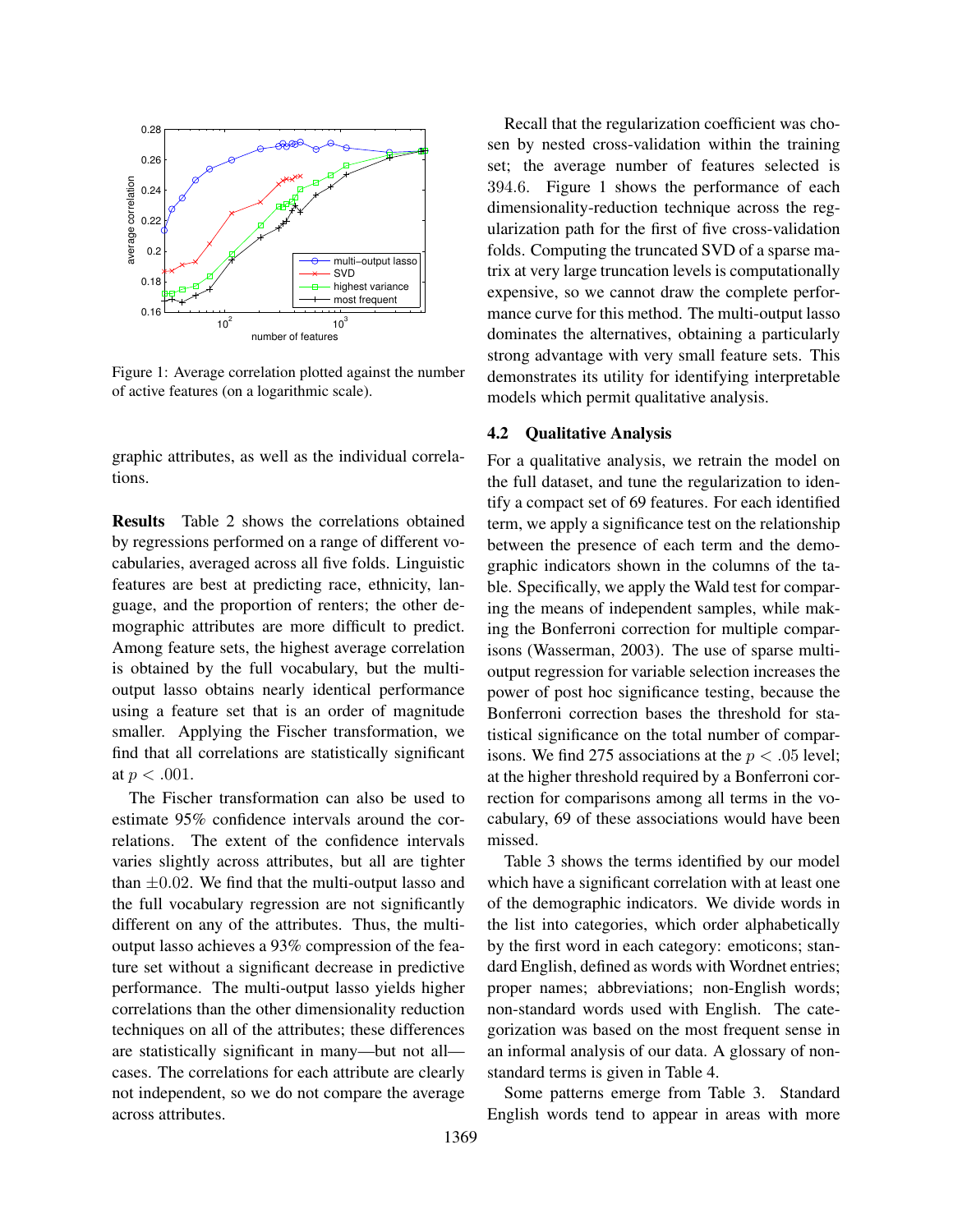Figure 1: Average correlation plotted against the number of active features (on a logarithmic scale).

graphic attributes, as well as the individual correlations.

**Results** Table 2 shows the correlations obtained by regressions performed on a range of different vocabularies, averaged across all five folds. Linguistic features are best at predicting race, ethnicity, language, and the proportion of renters; the other demographic attributes are more difficult to predict. Among feature sets, the highest average correlation is obtained by the full vocabulary, but the multi-output lasso obtains nearly identical performance using a feature set that is an order of magnitude smaller. Applying the Fischer transformation, we find that all correlations are statistically significant at $p < .001$.

The Fischer transformation can also be used to estimate 95% confidence intervals around the correlations. The extent of the confidence intervals varies slightly across attributes, but all are tighter than $\pm 0.02$. We find that the multi-output lasso and the full vocabulary regression are not significantly different on any of the attributes. Thus, the multi-output lasso achieves a 93% compression of the feature set without a significant decrease in predictive performance. The multi-output lasso yields higher correlations than the other dimensionality reduction techniques on all of the attributes; these differences are statistically significant in many—but not all—cases. The correlations for each attribute are clearly not independent, so we do not compare the average across attributes.

Recall that the regularization coefficient was chosen by nested cross-validation within the training set; the average number of features selected is 394.6. Figure 1 shows the performance of each dimensionality-reduction technique across the regularization path for the first of five cross-validation folds. Computing the truncated SVD of a sparse matrix at very large truncation levels is computationally expensive, so we cannot draw the complete performance curve for this method. The multi-output lasso dominates the alternatives, obtaining a particularly strong advantage with very small feature sets. This demonstrates its utility for identifying interpretable models which permit qualitative analysis.

## 4.2 Qualitative Analysis

For a qualitative analysis, we retrain the model on the full dataset, and tune the regularization to identify a compact set of 69 features. For each identified term, we apply a significance test on the relationship between the presence of each term and the demographic indicators shown in the columns of the table. Specifically, we apply the Wald test for comparing the means of independent samples, while making the Bonferroni correction for multiple comparisons (Wasserman, 2003). The use of sparse multi-output regression for variable selection increases the power of post hoc significance testing, because the Bonferroni correction bases the threshold for statistical significance on the total number of comparisons. We find 275 associations at the $p < .05$ level; at the higher threshold required by a Bonferroni correction for comparisons among all terms in the vocabulary, 69 of these associations would have been missed.

Table 3 shows the terms identified by our model which have a significant correlation with at least one of the demographic indicators. We divide words in the list into categories, which order alphabetically by the first word in each category: emoticons; standard English, defined as words with Wordnet entries; proper names; abbreviations; non-English words; non-standard words used with English. The categorization was based on the most frequent sense in an informal analysis of our data. A glossary of non-standard terms is given in Table 4.

Some patterns emerge from Table 3. Standard English words tend to appear in areas with more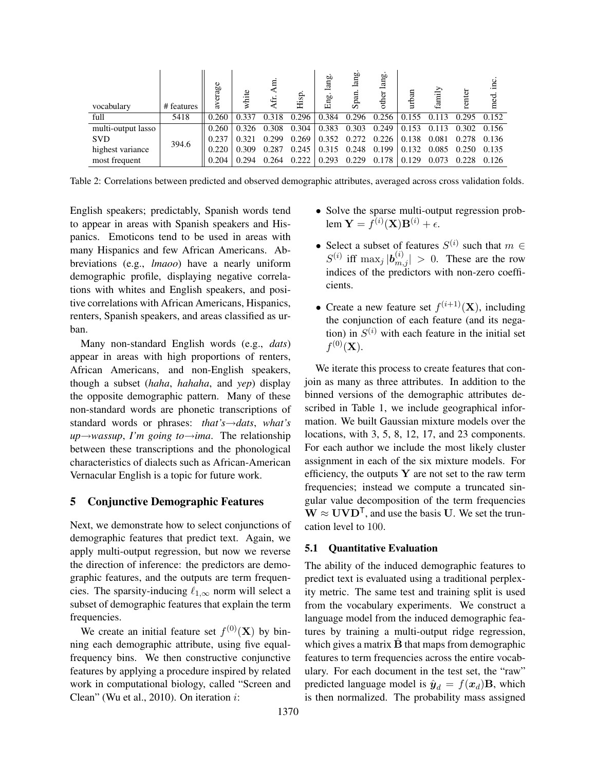| vocabulary | # features | average | white | Afr. Am. | Hisp. | Eng. lang. | Span. lang. | other lang. | urban | family | renter | med. inc. |
|---|---|---|---|---|---|---|---|---|---|---|---|---|
| full | 5418 | 0.260 | 0.337 | 0.318 | 0.296 | 0.384 | 0.296 | 0.256 | 0.155 | 0.113 | 0.295 | 0.152 |
| multi-output lasso | 394.6 | 0.260 | 0.326 | 0.308 | 0.304 | 0.383 | 0.303 | 0.249 | 0.153 | 0.113 | 0.302 | 0.156 |
| SVD | | 0.237 | 0.321 | 0.299 | 0.269 | 0.352 | 0.272 | 0.226 | 0.138 | 0.081 | 0.278 | 0.136 |
| highest variance | | 0.220 | 0.309 | 0.287 | 0.245 | 0.315 | 0.248 | 0.199 | 0.132 | 0.085 | 0.250 | 0.135 |
| most frequent | | 0.204 | 0.294 | 0.264 | 0.222 | 0.293 | 0.229 | 0.178 | 0.129 | 0.073 | 0.228 | 0.126 |

Table 2: Correlations between predicted and observed demographic attributes, averaged across cross validation folds.

English speakers; predictably, Spanish words tend to appear in areas with Spanish speakers and Hispanics. Emoticons tend to be used in areas with many Hispanics and few African Americans. Abbreviations (e.g., *lmaoo*) have a nearly uniform demographic profile, displaying negative correlations with whites and English speakers, and positive correlations with African Americans, Hispanics, renters, Spanish speakers, and areas classified as urban.

Many non-standard English words (e.g., *dats*) appear in areas with high proportions of renters, African Americans, and non-English speakers, though a subset (*haha*, *hahaha*, and *yep*) display the opposite demographic pattern. Many of these non-standard words are phonetic transcriptions of standard words or phrases: *that's*→*dats*, *what's up*→*wassup*, *I'm going to*→*ima*. The relationship between these transcriptions and the phonological characteristics of dialects such as African-American Vernacular English is a topic for future work.

## 5 Conjunctive Demographic Features

Next, we demonstrate how to select conjunctions of demographic features that predict text. Again, we apply multi-output regression, but now we reverse the direction of inference: the predictors are demographic features, and the outputs are term frequencies. The sparsity-inducing $\ell_{1,\infty}$ norm will select a subset of demographic features that explain the term frequencies.

We create an initial feature set $f^{(0)}(\mathbf{X})$ by binning each demographic attribute, using five equal-frequency bins. We then constructive conjunctive features by applying a procedure inspired by related work in computational biology, called "Screen and Clean" (Wu et al., 2010). On iteration $i$:

- Solve the sparse multi-output regression problem $\mathbf{Y} = f^{(i)}(\mathbf{X})\mathbf{B}^{(i)} + \epsilon$.
- Select a subset of features $S^{(i)}$ such that $m \in S^{(i)}$ iff $\max_j |\boldsymbol{b}^{(i)}_{m,j}| > 0$. These are the row indices of the predictors with non-zero coefficients.
- Create a new feature set $f^{(i+1)}(\mathbf{X})$, including the conjunction of each feature (and its negation) in $S^{(i)}$ with each feature in the initial set $f^{(0)}(\mathbf{X})$.

We iterate this process to create features that conjoin as many as three attributes. In addition to the binned versions of the demographic attributes described in Table 1, we include geographical information. We built Gaussian mixture models over the locations, with 3, 5, 8, 12, 17, and 23 components. For each author we include the most likely cluster assignment in each of the six mixture models. For efficiency, the outputs $\mathbf{Y}$ are not set to the raw term frequencies; instead we compute a truncated singular value decomposition of the term frequencies $\mathbf{W} \approx \mathbf{U}\mathbf{V}\mathbf{D}^{\mathsf{T}}$, and use the basis $\mathbf{U}$. We set the truncation level to 100.

### 5.1 Quantitative Evaluation

The ability of the induced demographic features to predict text is evaluated using a traditional perplexity metric. The same test and training split is used from the vocabulary experiments. We construct a language model from the induced demographic features by training a multi-output ridge regression, which gives a matrix $\hat{\mathbf{B}}$ that maps from demographic features to term frequencies across the entire vocabulary. For each document in the test set, the "raw" predicted language model is $\hat{\boldsymbol{y}}_d = f(\boldsymbol{x}_d)\mathbf{B}$, which is then normalized. The probability mass assigned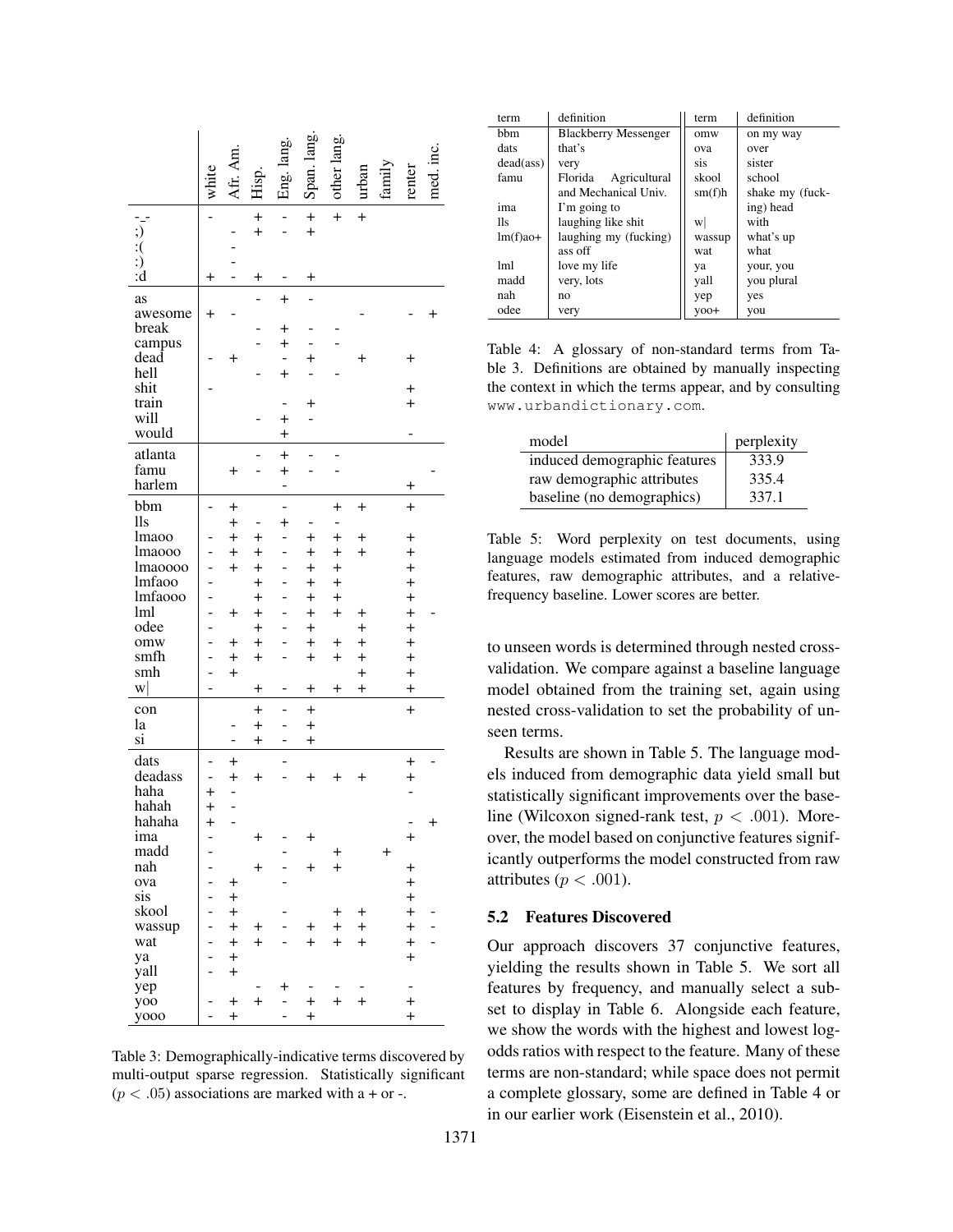| | white | Afr. Am. | Hisp. | Eng. lang. | Span. lang. | other lang. | urban | family | renter | med. inc. |
|---|---|---|---|---|---|---|---|---|---|---|
| -_- | - | | + | - | + | + | + | | | |
| ;) | | - | + | - | + | | | | | |
| :( | | - | | | | | | | | |
| :) | | - | | | | | | | | |
| :d | + | - | + | - | + | | | | | |
| as | | | - | + | - | | | | | |
| awesome | + | - | | | | | - | | - | + |
| break | | | - | + | - | - | | | | |
| campus | | | - | + | - | - | | | | |
| dead | - | + | | - | + | | + | | + | |
| hell | | | - | + | - | - | | | | |
| shit | - | | | | | | | | + | |
| train | | | | - | + | | | | + | |
| will | | | - | + | - | | | | | |
| would | | | | + | | | | | - | |
| atlanta | | | - | + | - | - | | | | |
| famu | | + | - | + | - | - | | | | - |
| harlem | | | | - | | | | | + | |
| bbm | - | + | | - | | + | + | | + | |
| lls | | + | - | + | - | - | | | | |
| lmaoo | - | + | + | - | + | + | + | | + | |
| lmaooo | - | + | + | - | + | + | + | | + | |
| lmaoooo | - | + | + | - | + | + | | | + | |
| lmfaoo | - | | + | - | + | + | | | + | |
| lmfaooo | - | | + | - | + | + | | | + | |
| lml | - | + | + | - | + | + | + | | + | - |
| odee | - | | + | - | + | | + | | + | |
| omw | - | + | + | - | + | + | + | | + | |
| smfh | - | + | + | - | + | + | + | | + | |
| smh | - | + | | | | | + | | + | |
| w\| | - | | + | - | + | + | + | | + | |
| con | | | + | - | + | | | | + | |
| la | | - | + | - | + | | | | | |
| si | | - | + | - | + | | | | | |
| dats | - | + | | - | | | | | + | - |
| deadass | - | + | + | - | + | + | + | | + | |
| haha | + | - | | | | | | | - | |
| hahah | + | - | | | | | | | | |
| hahaha | + | - | | | | | | | - | + |
| ima | - | | + | - | + | | | | + | |
| madd | - | | | - | | + | | + | | |
| nah | - | | + | - | + | + | | | + | |
| ova | - | + | | - | | | | | + | |
| sis | - | + | | | | | | | + | |
| skool | - | + | | - | | + | + | | + | - |
| wassup | - | + | + | - | + | + | + | | + | - |
| wat | - | + | + | - | + | + | + | | + | - |
| ya | - | + | | | | | | | + | |
| yall | - | + | | | | | | | | |
| yep | | | - | + | - | - | - | | - | |
| yoo | - | + | + | - | + | + | + | | + | |
| yooo | - | + | | - | + | | | | + | |

Table 3: Demographically-indicative terms discovered by multi-output sparse regression. Statistically significant ($p < .05$) associations are marked with a + or -.

| term | definition | term | definition |
|---|---|---|---|
| bbm | Blackberry Messenger | omw | on my way |
| dats | that's | ova | over |
| dead(ass) | very | sis | sister |
| famu | Florida Agricultural and Mechanical Univ. | skool | school |
| ima | I'm going to | sm(f)h | shake my (fucking) head |
| lls | laughing like shit | w\| | with |
| lm(f)ao+ | laughing my (fucking) ass off | wassup | what's up |
| lml | love my life | wat | what |
| madd | very, lots | ya | your, you |
| nah | no | yall | you plural |
| odee | very | yep | yes |
| | | yoo+ | you |

Table 4: A glossary of non-standard terms from Table 3. Definitions are obtained by manually inspecting the context in which the terms appear, and by consulting www.urbandictionary.com.

| model | perplexity |
|---|---|
| induced demographic features | 333.9 |
| raw demographic attributes | 335.4 |
| baseline (no demographics) | 337.1 |

Table 5: Word perplexity on test documents, using language models estimated from induced demographic features, raw demographic attributes, and a relative-frequency baseline. Lower scores are better.

to unseen words is determined through nested cross-validation. We compare against a baseline language model obtained from the training set, again using nested cross-validation to set the probability of unseen terms.

Results are shown in Table 5. The language models induced from demographic data yield small but statistically significant improvements over the baseline (Wilcoxon signed-rank test, $p < .001$). Moreover, the model based on conjunctive features significantly outperforms the model constructed from raw attributes ($p < .001$).

### 5.2 Features Discovered

Our approach discovers 37 conjunctive features, yielding the results shown in Table 5. We sort all features by frequency, and manually select a subset to display in Table 6. Alongside each feature, we show the words with the highest and lowest log-odds ratios with respect to the feature. Many of these terms are non-standard; while space does not permit a complete glossary, some are defined in Table 4 or in our earlier work (Eisenstein et al., 2010).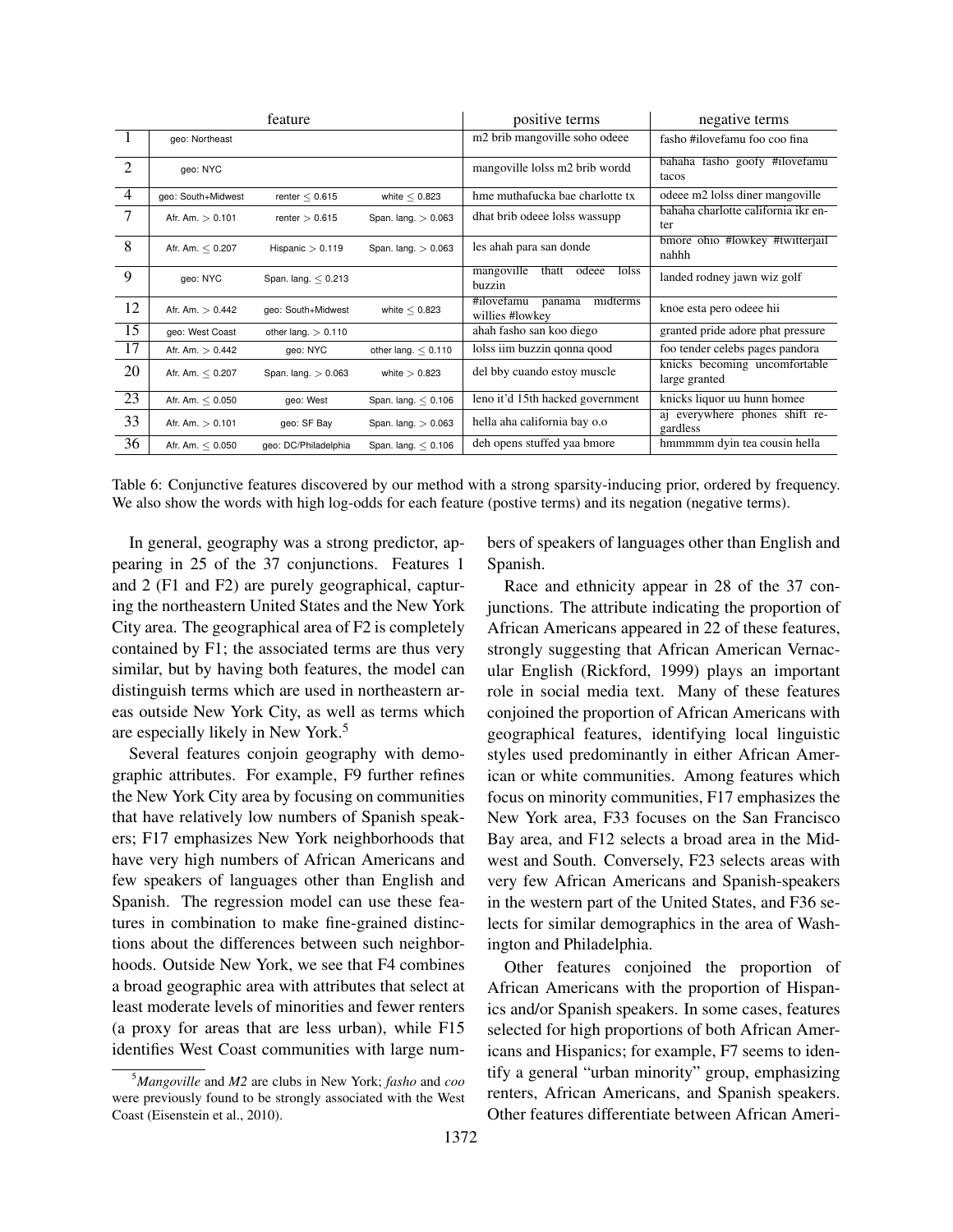| | feature | | | positive terms | negative terms |
|---|---|---|---|---|---|
| 1 | geo: Northeast | | | m2 brib mangoville soho odeee | fasho #ilovefamu foo coo fina |
| 2 | geo: NYC | | | mangoville lolss m2 brib wordd | bahaha fasho goofy #ilovefamu tacos |
| 4 | geo: South+Midwest | renter $\leq 0.615$ | white $\leq 0.823$ | hme muthafucka bae charlotte tx | odeee m2 lolss diner mangoville |
| 7 | Afr. Am. $> 0.101$ | renter $> 0.615$ | Span. lang. $> 0.063$ | dhat brib odeee lolss wassupp | bahaha charlotte california ikr enter |
| 8 | Afr. Am. $\leq 0.207$ | Hispanic $> 0.119$ | Span. lang. $> 0.063$ | les ahah para san donde | bmore ohio #lowkey #twitterjail nahhh |
| 9 | geo: NYC | Span. lang. $\leq 0.213$ | | mangoville thatt odeee lolss buzzin | landed rodney jawn wiz golf |
| 12 | Afr. Am. $> 0.442$ | geo: South+Midwest | white $\leq 0.823$ | #ilovefamu panama midterms willies #lowkey | knoe esta pero odeee hii |
| 15 | geo: West Coast | other lang. $> 0.110$ | | ahah fasho san koo diego | granted pride adore phat pressure |
| 17 | Afr. Am. $> 0.442$ | geo: NYC | other lang. $\leq 0.110$ | lolss iim buzzin qonna qood | foo tender celebs pages pandora |
| 20 | Afr. Am. $\leq 0.207$ | Span. lang. $> 0.063$ | white $> 0.823$ | del bby cuando estoy muscle | knicks becoming uncomfortable large granted |
| 23 | Afr. Am. $\leq 0.050$ | geo: West | Span. lang. $\leq 0.106$ | leno it'd 15th hacked government | knicks liquor uu hunn homee |
| 33 | Afr. Am. $> 0.101$ | geo: SF Bay | Span. lang. $> 0.063$ | hella aha california bay o.o | aj everywhere phones shift regardless |
| 36 | Afr. Am. $\leq 0.050$ | geo: DC/Philadelphia | Span. lang. $\leq 0.106$ | deh opens stuffed yaa bmore | hmmmmm dyin tea cousin hella |

Table 6: Conjunctive features discovered by our method with a strong sparsity-inducing prior, ordered by frequency. We also show the words with high log-odds for each feature (postive terms) and its negation (negative terms).

In general, geography was a strong predictor, appearing in 25 of the 37 conjunctions. Features 1 and 2 (F1 and F2) are purely geographical, capturing the northeastern United States and the New York City area. The geographical area of F2 is completely contained by F1; the associated terms are thus very similar, but by having both features, the model can distinguish terms which are used in northeastern areas outside New York City, as well as terms which are especially likely in New York.[5]

Several features conjoin geography with demographic attributes. For example, F9 further refines the New York City area by focusing on communities that have relatively low numbers of Spanish speakers; F17 emphasizes New York neighborhoods that have very high numbers of African Americans and few speakers of languages other than English and Spanish. The regression model can use these features in combination to make fine-grained distinctions about the differences between such neighborhoods. Outside New York, we see that F4 combines a broad geographic area with attributes that select at least moderate levels of minorities and fewer renters (a proxy for areas that are less urban), while F15 identifies West Coast communities with large numbers of speakers of languages other than English and Spanish.

Race and ethnicity appear in 28 of the 37 conjunctions. The attribute indicating the proportion of African Americans appeared in 22 of these features, strongly suggesting that African American Vernacular English (Rickford, 1999) plays an important role in social media text. Many of these features conjoined the proportion of African Americans with geographical features, identifying local linguistic styles used predominantly in either African American or white communities. Among features which focus on minority communities, F17 emphasizes the New York area, F33 focuses on the San Francisco Bay area, and F12 selects a broad area in the Midwest and South. Conversely, F23 selects areas with very few African Americans and Spanish-speakers in the western part of the United States, and F36 selects for similar demographics in the area of Washington and Philadelphia.

Other features conjoined the proportion of African Americans with the proportion of Hispanics and/or Spanish speakers. In some cases, features selected for high proportions of both African Americans and Hispanics; for example, F7 seems to identify a general "urban minority" group, emphasizing renters, African Americans, and Spanish speakers. Other features differentiate between African Ameri-

[5] *Mangoville* and *M2* are clubs in New York; *fasho* and *coo* were previously found to be strongly associated with the West Coast (Eisenstein et al., 2010).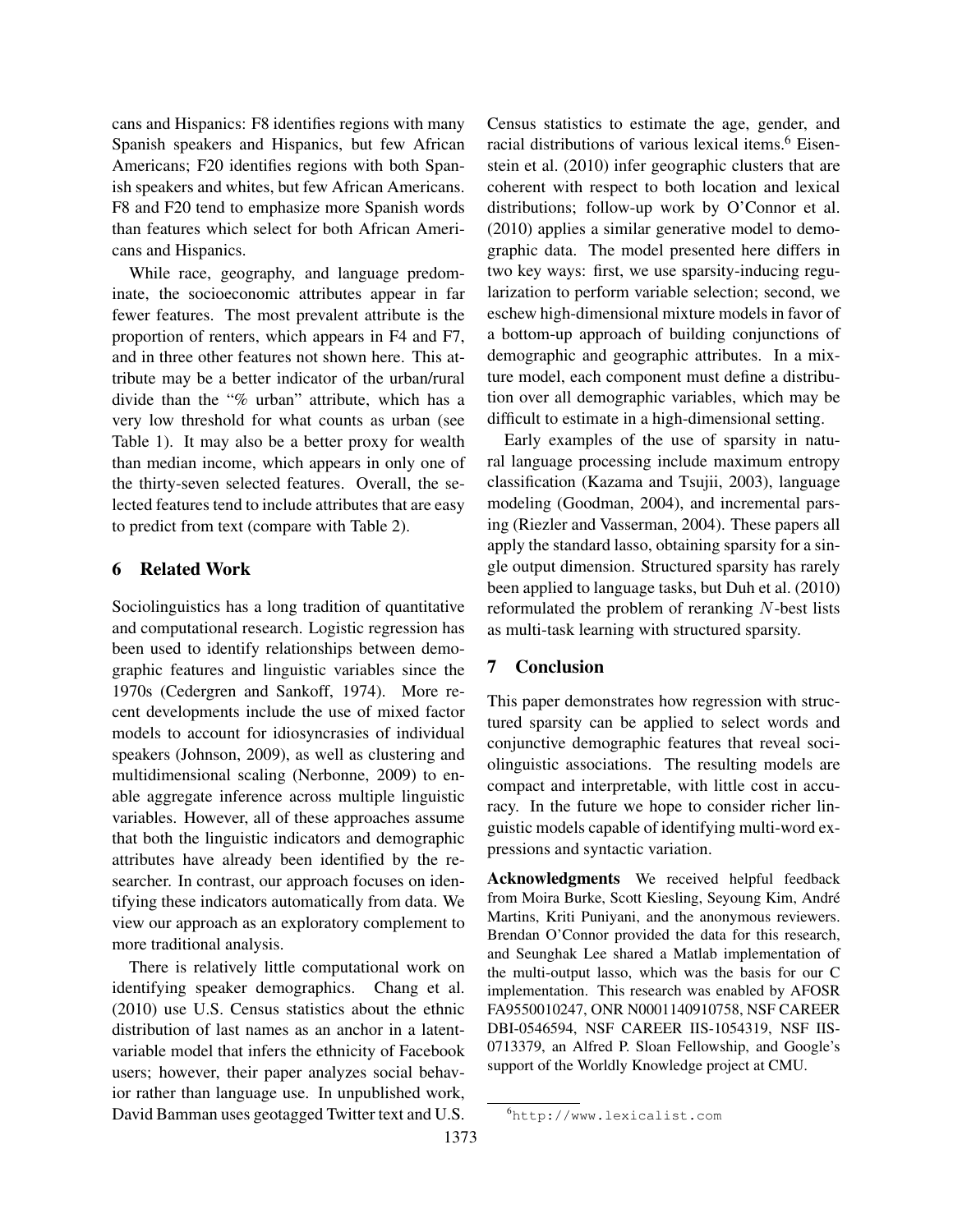cans and Hispanics: F8 identifies regions with many Spanish speakers and Hispanics, but few African Americans; F20 identifies regions with both Spanish speakers and whites, but few African Americans. F8 and F20 tend to emphasize more Spanish words than features which select for both African Americans and Hispanics.

While race, geography, and language predominate, the socioeconomic attributes appear in far fewer features. The most prevalent attribute is the proportion of renters, which appears in F4 and F7, and in three other features not shown here. This attribute may be a better indicator of the urban/rural divide than the "% urban" attribute, which has a very low threshold for what counts as urban (see Table 1). It may also be a better proxy for wealth than median income, which appears in only one of the thirty-seven selected features. Overall, the selected features tend to include attributes that are easy to predict from text (compare with Table 2).

## 6 Related Work

Sociolinguistics has a long tradition of quantitative and computational research. Logistic regression has been used to identify relationships between demographic features and linguistic variables since the 1970s (Cedergren and Sankoff, 1974). More recent developments include the use of mixed factor models to account for idiosyncrasies of individual speakers (Johnson, 2009), as well as clustering and multidimensional scaling (Nerbonne, 2009) to enable aggregate inference across multiple linguistic variables. However, all of these approaches assume that both the linguistic indicators and demographic attributes have already been identified by the researcher. In contrast, our approach focuses on identifying these indicators automatically from data. We view our approach as an exploratory complement to more traditional analysis.

There is relatively little computational work on identifying speaker demographics. Chang et al. (2010) use U.S. Census statistics about the ethnic distribution of last names as an anchor in a latent-variable model that infers the ethnicity of Facebook users; however, their paper analyzes social behavior rather than language use. In unpublished work, David Bamman uses geotagged Twitter text and U.S. Census statistics to estimate the age, gender, and racial distributions of various lexical items.[6] Eisenstein et al. (2010) infer geographic clusters that are coherent with respect to both location and lexical distributions; follow-up work by O'Connor et al. (2010) applies a similar generative model to demographic data. The model presented here differs in two key ways: first, we use sparsity-inducing regularization to perform variable selection; second, we eschew high-dimensional mixture models in favor of a bottom-up approach of building conjunctions of demographic and geographic attributes. In a mixture model, each component must define a distribution over all demographic variables, which may be difficult to estimate in a high-dimensional setting.

Early examples of the use of sparsity in natural language processing include maximum entropy classification (Kazama and Tsujii, 2003), language modeling (Goodman, 2004), and incremental parsing (Riezler and Vasserman, 2004). These papers all apply the standard lasso, obtaining sparsity for a single output dimension. Structured sparsity has rarely been applied to language tasks, but Duh et al. (2010) reformulated the problem of reranking $N$-best lists as multi-task learning with structured sparsity.

## 7 Conclusion

This paper demonstrates how regression with structured sparsity can be applied to select words and conjunctive demographic features that reveal sociolinguistic associations. The resulting models are compact and interpretable, with little cost in accuracy. In the future we hope to consider richer linguistic models capable of identifying multi-word expressions and syntactic variation.

**Acknowledgments** We received helpful feedback from Moira Burke, Scott Kiesling, Seyoung Kim, André Martins, Kriti Puniyani, and the anonymous reviewers. Brendan O'Connor provided the data for this research, and Seunghak Lee shared a Matlab implementation of the multi-output lasso, which was the basis for our C implementation. This research was enabled by AFOSR FA9550010247, ONR N0001140910758, NSF CAREER DBI-0546594, NSF CAREER IIS-1054319, NSF IIS-0713379, an Alfred P. Sloan Fellowship, and Google's support of the Worldly Knowledge project at CMU.

[6] http://www.lexicalist.com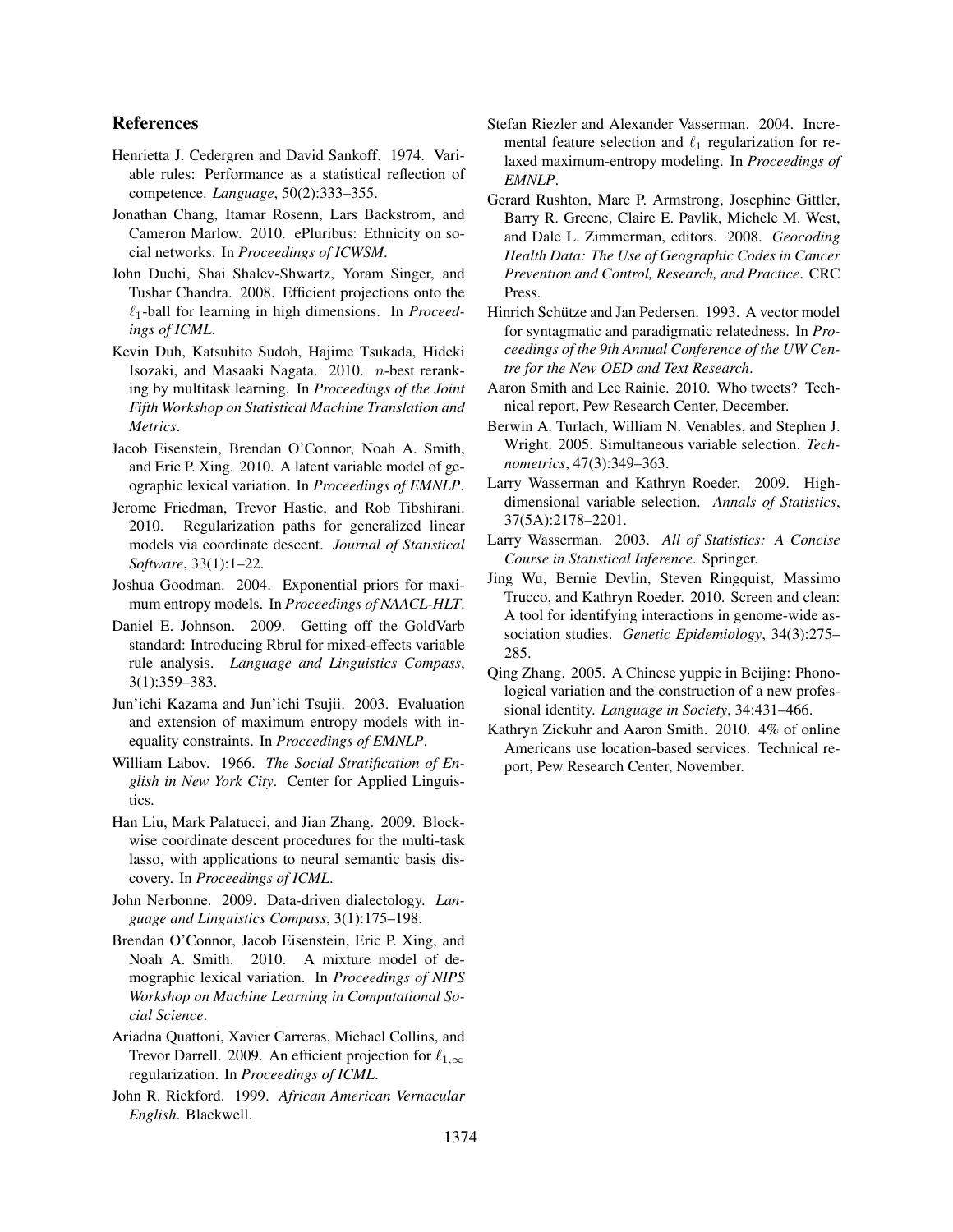## References

Henrietta J. Cedergren and David Sankoff. 1974. Variable rules: Performance as a statistical reflection of competence. *Language*, 50(2):333–355.

Jonathan Chang, Itamar Rosenn, Lars Backstrom, and Cameron Marlow. 2010. ePluribus: Ethnicity on social networks. In *Proceedings of ICWSM*.

John Duchi, Shai Shalev-Shwartz, Yoram Singer, and Tushar Chandra. 2008. Efficient projections onto the $\ell_1$-ball for learning in high dimensions. In *Proceedings of ICML*.

Kevin Duh, Katsuhito Sudoh, Hajime Tsukada, Hideki Isozaki, and Masaaki Nagata. 2010. $n$-best reranking by multitask learning. In *Proceedings of the Joint Fifth Workshop on Statistical Machine Translation and Metrics*.

Jacob Eisenstein, Brendan O'Connor, Noah A. Smith, and Eric P. Xing. 2010. A latent variable model of geographic lexical variation. In *Proceedings of EMNLP*.

Jerome Friedman, Trevor Hastie, and Rob Tibshirani. 2010. Regularization paths for generalized linear models via coordinate descent. *Journal of Statistical Software*, 33(1):1–22.

Joshua Goodman. 2004. Exponential priors for maximum entropy models. In *Proceedings of NAACL-HLT*.

Daniel E. Johnson. 2009. Getting off the GoldVarb standard: Introducing Rbrul for mixed-effects variable rule analysis. *Language and Linguistics Compass*, 3(1):359–383.

Jun'ichi Kazama and Jun'ichi Tsujii. 2003. Evaluation and extension of maximum entropy models with inequality constraints. In *Proceedings of EMNLP*.

William Labov. 1966. *The Social Stratification of English in New York City*. Center for Applied Linguistics.

Han Liu, Mark Palatucci, and Jian Zhang. 2009. Blockwise coordinate descent procedures for the multi-task lasso, with applications to neural semantic basis discovery. In *Proceedings of ICML*.

John Nerbonne. 2009. Data-driven dialectology. *Language and Linguistics Compass*, 3(1):175–198.

Brendan O'Connor, Jacob Eisenstein, Eric P. Xing, and Noah A. Smith. 2010. A mixture model of demographic lexical variation. In *Proceedings of NIPS Workshop on Machine Learning in Computational Social Science*.

Ariadna Quattoni, Xavier Carreras, Michael Collins, and Trevor Darrell. 2009. An efficient projection for $\ell_{1,\infty}$ regularization. In *Proceedings of ICML*.

John R. Rickford. 1999. *African American Vernacular English*. Blackwell.

Stefan Riezler and Alexander Vasserman. 2004. Incremental feature selection and $\ell_1$ regularization for relaxed maximum-entropy modeling. In *Proceedings of EMNLP*.

Gerard Rushton, Marc P. Armstrong, Josephine Gittler, Barry R. Greene, Claire E. Pavlik, Michele M. West, and Dale L. Zimmerman, editors. 2008. *Geocoding Health Data: The Use of Geographic Codes in Cancer Prevention and Control, Research, and Practice*. CRC Press.

Hinrich Schütze and Jan Pedersen. 1993. A vector model for syntagmatic and paradigmatic relatedness. In *Proceedings of the 9th Annual Conference of the UW Centre for the New OED and Text Research*.

Aaron Smith and Lee Rainie. 2010. Who tweets? Technical report, Pew Research Center, December.

Berwin A. Turlach, William N. Venables, and Stephen J. Wright. 2005. Simultaneous variable selection. *Technometrics*, 47(3):349–363.

Larry Wasserman and Kathryn Roeder. 2009. High-dimensional variable selection. *Annals of Statistics*, 37(5A):2178–2201.

Larry Wasserman. 2003. *All of Statistics: A Concise Course in Statistical Inference*. Springer.

Jing Wu, Bernie Devlin, Steven Ringquist, Massimo Trucco, and Kathryn Roeder. 2010. Screen and clean: A tool for identifying interactions in genome-wide association studies. *Genetic Epidemiology*, 34(3):275–285.

Qing Zhang. 2005. A Chinese yuppie in Beijing: Phonological variation and the construction of a new professional identity. *Language in Society*, 34:431–466.

Kathryn Zickuhr and Aaron Smith. 2010. 4% of online Americans use location-based services. Technical report, Pew Research Center, November.